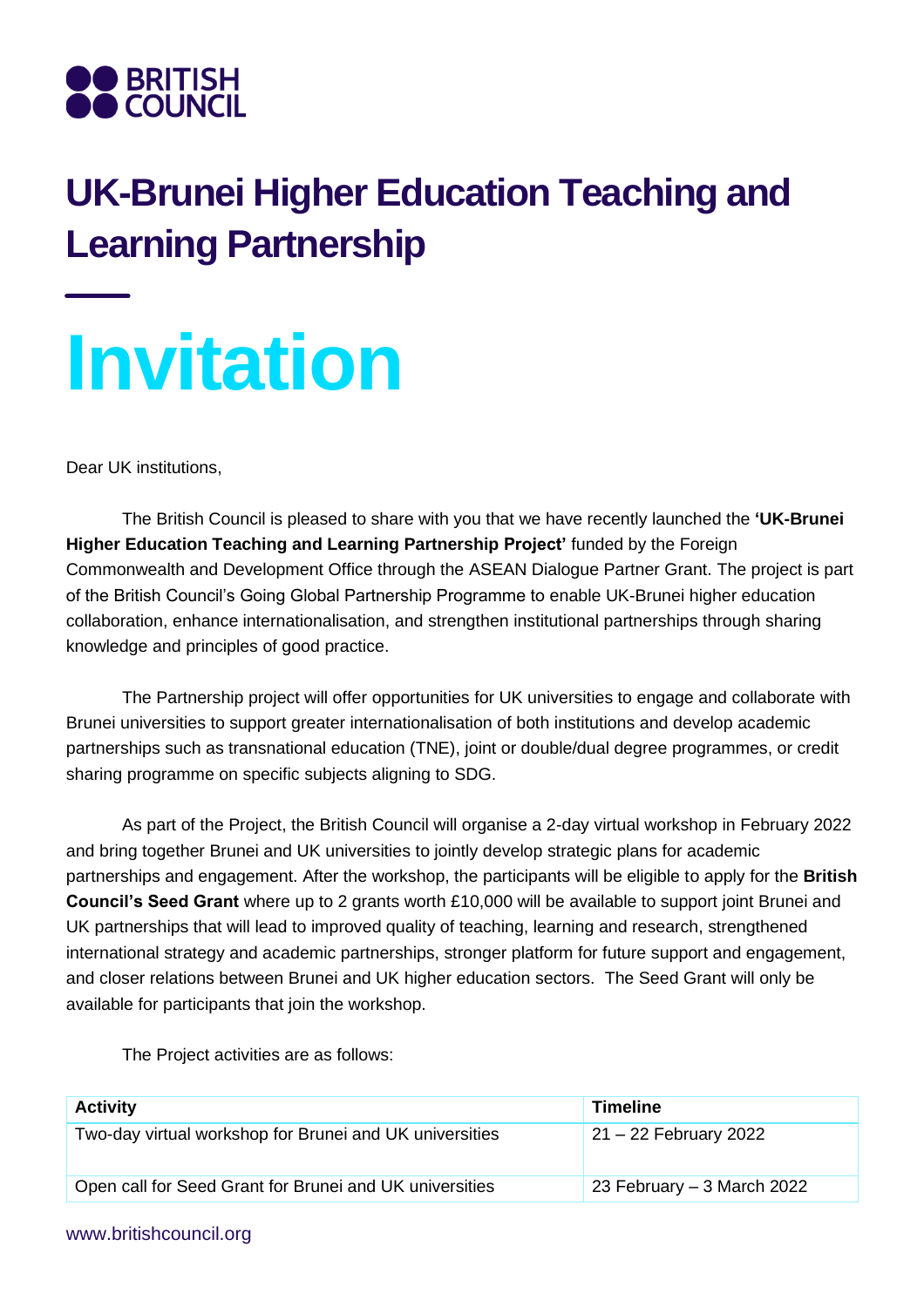BRITISH COUNCIL

# UK-Brunei Higher Education Teaching and Learning Partnership

# Invitation

Dear UK institutions,

The British Council is pleased to share with you that we have recently launched the **'UK-Brunei Higher Education Teaching and Learning Partnership Project'** funded by the Foreign Commonwealth and Development Office through the ASEAN Dialogue Partner Grant. The project is part of the British Council's Going Global Partnership Programme to enable UK-Brunei higher education collaboration, enhance internationalisation, and strengthen institutional partnerships through sharing knowledge and principles of good practice.

The Partnership project will offer opportunities for UK universities to engage and collaborate with Brunei universities to support greater internationalisation of both institutions and develop academic partnerships such as transnational education (TNE), joint or double/dual degree programmes, or credit sharing programme on specific subjects aligning to SDG.

As part of the Project, the British Council will organise a 2-day virtual workshop in February 2022 and bring together Brunei and UK universities to jointly develop strategic plans for academic partnerships and engagement. After the workshop, the participants will be eligible to apply for the **British Council's Seed Grant** where up to 2 grants worth £10,000 will be available to support joint Brunei and UK partnerships that will lead to improved quality of teaching, learning and research, strengthened international strategy and academic partnerships, stronger platform for future support and engagement, and closer relations between Brunei and UK higher education sectors. The Seed Grant will only be available for participants that join the workshop.

The Project activities are as follows:

| Activity | Timeline |
|---|---|
| Two-day virtual workshop for Brunei and UK universities | 21 – 22 February 2022 |
| Open call for Seed Grant for Brunei and UK universities | 23 February – 3 March 2022 |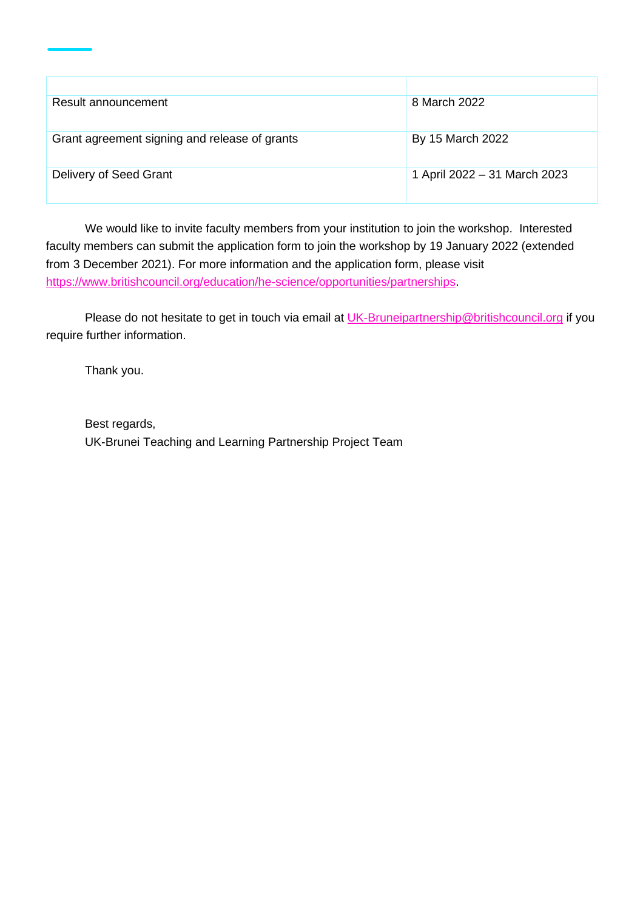| | |
|---|---|
| Result announcement | 8 March 2022 |
| Grant agreement signing and release of grants | By 15 March 2022 |
| Delivery of Seed Grant | 1 April 2022 – 31 March 2023 |

We would like to invite faculty members from your institution to join the workshop. Interested faculty members can submit the application form to join the workshop by 19 January 2022 (extended from 3 December 2021). For more information and the application form, please visit https://www.britishcouncil.org/education/he-science/opportunities/partnerships.

Please do not hesitate to get in touch via email at UK-Bruneipartnership@britishcouncil.org if you require further information.

Thank you.

Best regards,
UK-Brunei Teaching and Learning Partnership Project Team